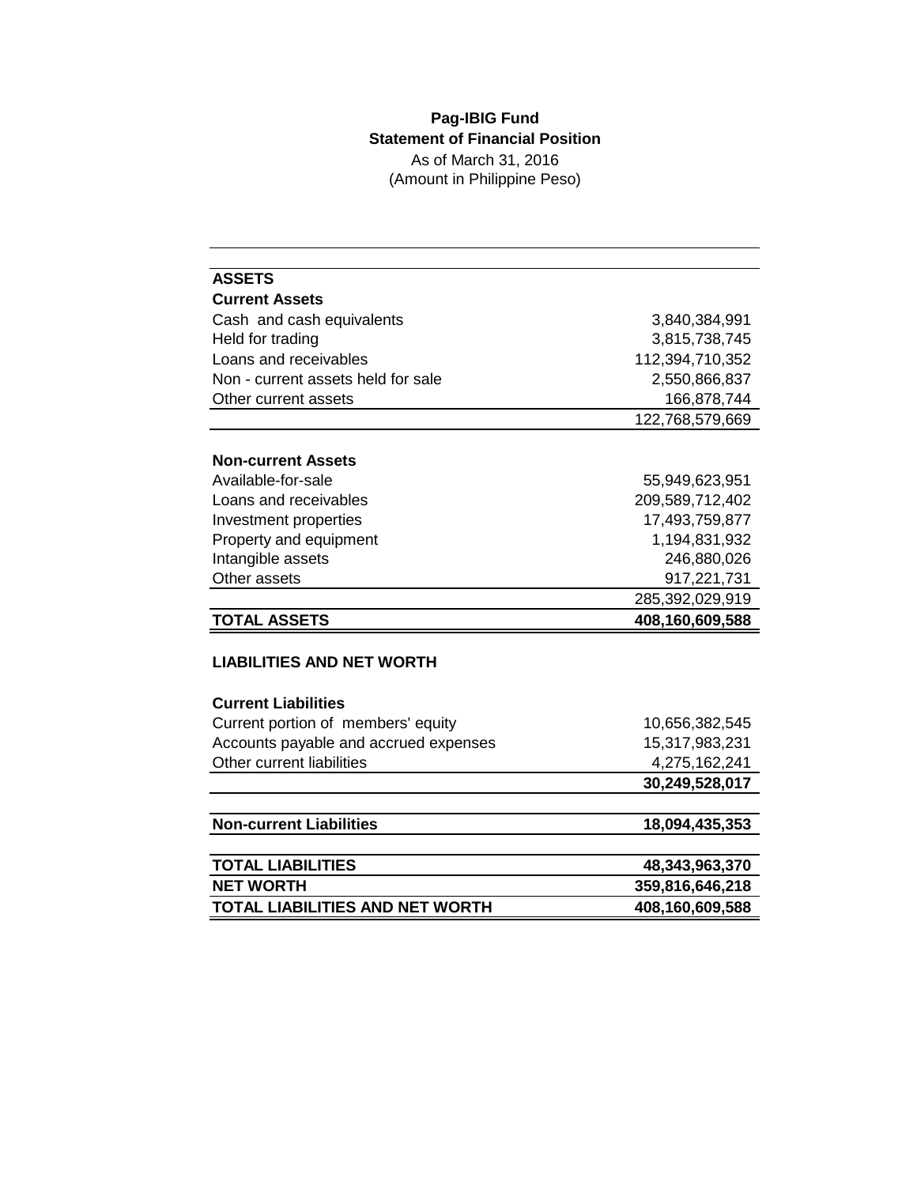**Pag-IBIG Fund**
**Statement of Financial Position**
As of March 31, 2016
(Amount in Philippine Peso)

| | |
|---|---:|
| **ASSETS** | |
| **Current Assets** | |
| Cash and cash equivalents | 3,840,384,991 |
| Held for trading | 3,815,738,745 |
| Loans and receivables | 112,394,710,352 |
| Non - current assets held for sale | 2,550,866,837 |
| Other current assets | 166,878,744 |
| | 122,768,579,669 |
| | |
| **Non-current Assets** | |
| Available-for-sale | 55,949,623,951 |
| Loans and receivables | 209,589,712,402 |
| Investment properties | 17,493,759,877 |
| Property and equipment | 1,194,831,932 |
| Intangible assets | 246,880,026 |
| Other assets | 917,221,731 |
| | 285,392,029,919 |
| **TOTAL ASSETS** | **408,160,609,588** |
| | |
| **LIABILITIES AND NET WORTH** | |
| | |
| **Current Liabilities** | |
| Current portion of members' equity | 10,656,382,545 |
| Accounts payable and accrued expenses | 15,317,983,231 |
| Other current liabilities | 4,275,162,241 |
| | **30,249,528,017** |
| | |
| **Non-current Liabilities** | **18,094,435,353** |
| | |
| **TOTAL LIABILITIES** | **48,343,963,370** |
| **NET WORTH** | **359,816,646,218** |
| **TOTAL LIABILITIES AND NET WORTH** | **408,160,609,588** |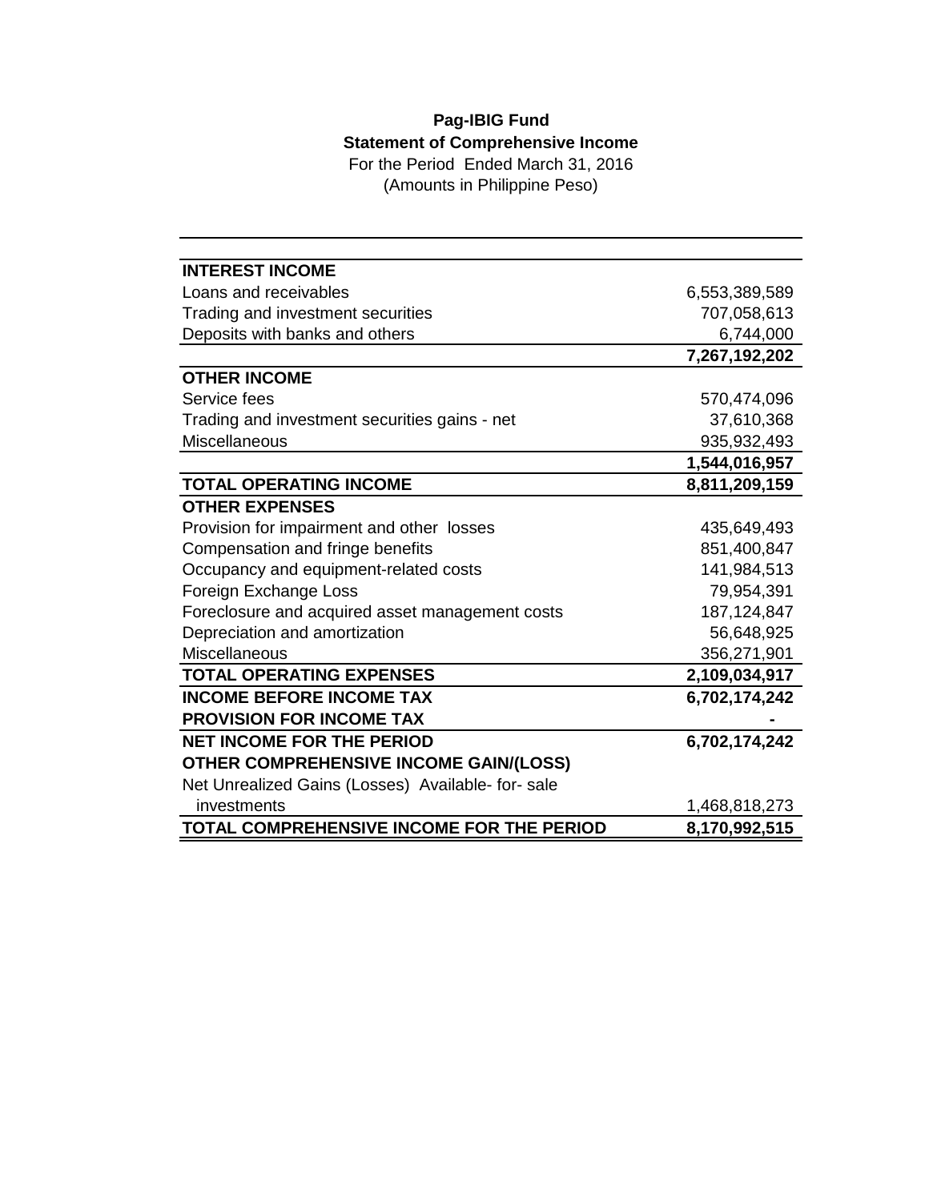**Pag-IBIG Fund**

**Statement of Comprehensive Income**

For the Period Ended March 31, 2016

(Amounts in Philippine Peso)

| | |
|---|---:|
| **INTEREST INCOME** | |
| Loans and receivables | 6,553,389,589 |
| Trading and investment securities | 707,058,613 |
| Deposits with banks and others | 6,744,000 |
| | **7,267,192,202** |
| **OTHER INCOME** | |
| Service fees | 570,474,096 |
| Trading and investment securities gains - net | 37,610,368 |
| Miscellaneous | 935,932,493 |
| | **1,544,016,957** |
| **TOTAL OPERATING INCOME** | **8,811,209,159** |
| **OTHER EXPENSES** | |
| Provision for impairment and other losses | 435,649,493 |
| Compensation and fringe benefits | 851,400,847 |
| Occupancy and equipment-related costs | 141,984,513 |
| Foreign Exchange Loss | 79,954,391 |
| Foreclosure and acquired asset management costs | 187,124,847 |
| Depreciation and amortization | 56,648,925 |
| Miscellaneous | 356,271,901 |
| **TOTAL OPERATING EXPENSES** | **2,109,034,917** |
| **INCOME BEFORE INCOME TAX** | **6,702,174,242** |
| **PROVISION FOR INCOME TAX** | **-** |
| **NET INCOME FOR THE PERIOD** | **6,702,174,242** |
| **OTHER COMPREHENSIVE INCOME GAIN/(LOSS)** | |
| Net Unrealized Gains (Losses) Available- for- sale investments | 1,468,818,273 |
| **TOTAL COMPREHENSIVE INCOME FOR THE PERIOD** | **8,170,992,515** |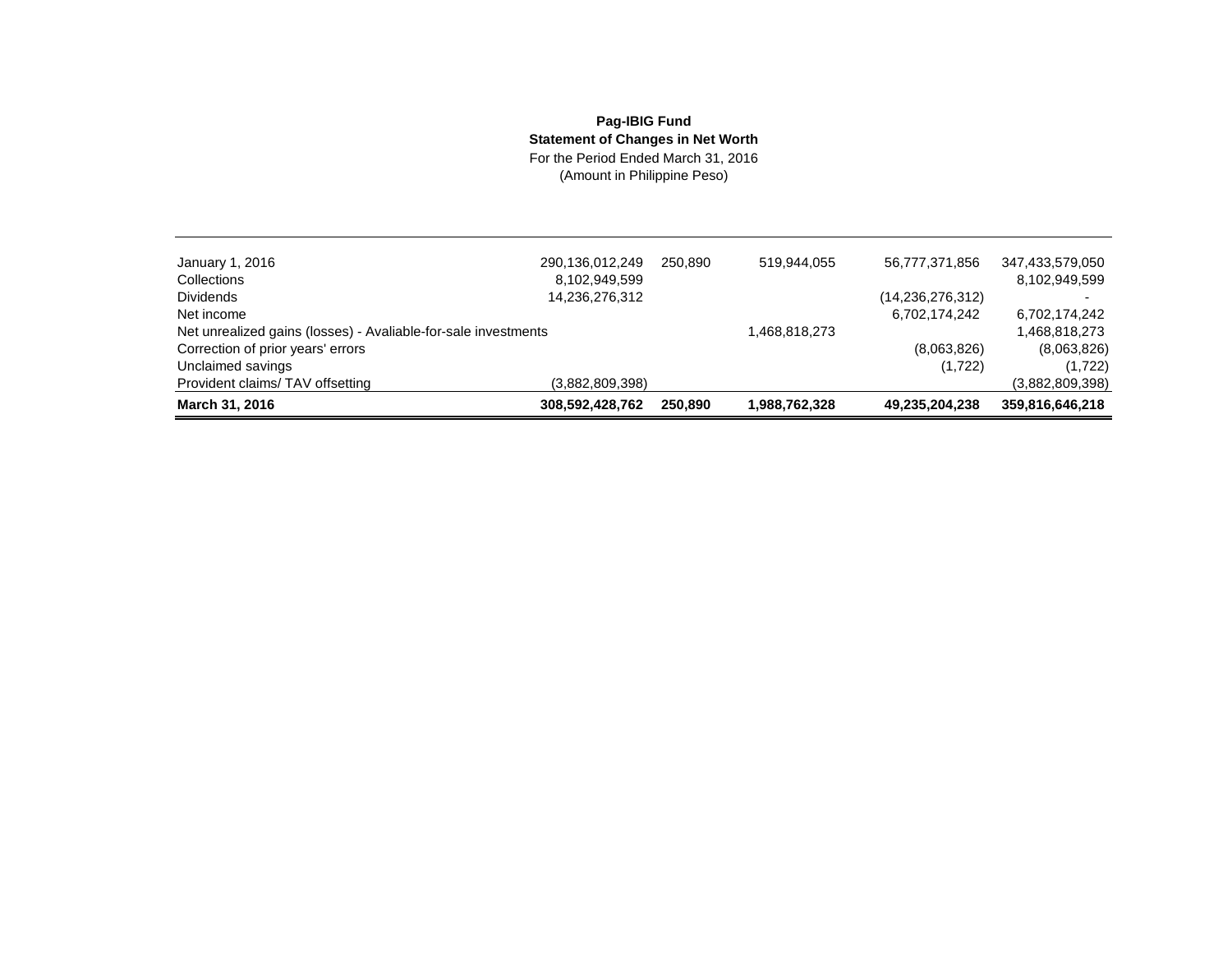**Pag-IBIG Fund**
**Statement of Changes in Net Worth**
For the Period Ended March 31, 2016
(Amount in Philippine Peso)

| | | | | | |
|---|---|---|---|---|---|
| January 1, 2016 | 290,136,012,249 | 250,890 | 519,944,055 | 56,777,371,856 | 347,433,579,050 |
| Collections | 8,102,949,599 | | | | 8,102,949,599 |
| Dividends | 14,236,276,312 | | | (14,236,276,312) | - |
| Net income | | | | 6,702,174,242 | 6,702,174,242 |
| Net unrealized gains (losses) - Avaliable-for-sale investments | | | 1,468,818,273 | | 1,468,818,273 |
| Correction of prior years' errors | | | | (8,063,826) | (8,063,826) |
| Unclaimed savings | | | | (1,722) | (1,722) |
| Provident claims/ TAV offsetting | (3,882,809,398) | | | | (3,882,809,398) |
| **March 31, 2016** | **308,592,428,762** | **250,890** | **1,988,762,328** | **49,235,204,238** | **359,816,646,218** |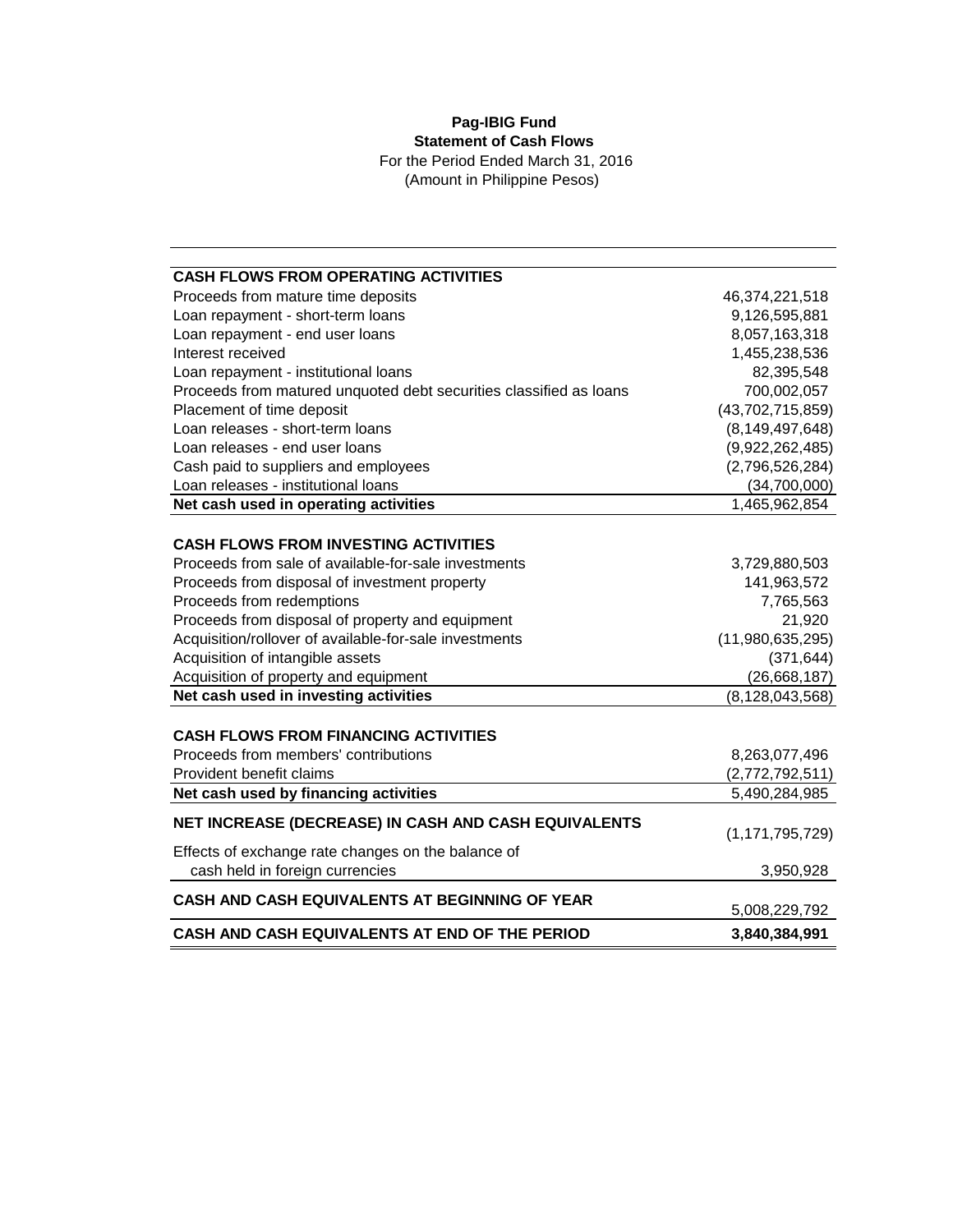**Pag-IBIG Fund**
**Statement of Cash Flows**
For the Period Ended March 31, 2016
(Amount in Philippine Pesos)

| | |
|---|---|
| **CASH FLOWS FROM OPERATING ACTIVITIES** | |
| Proceeds from mature time deposits | 46,374,221,518 |
| Loan repayment - short-term loans | 9,126,595,881 |
| Loan repayment - end user loans | 8,057,163,318 |
| Interest received | 1,455,238,536 |
| Loan repayment - institutional loans | 82,395,548 |
| Proceeds from matured unquoted debt securities classified as loans | 700,002,057 |
| Placement of time deposit | (43,702,715,859) |
| Loan releases - short-term loans | (8,149,497,648) |
| Loan releases - end user loans | (9,922,262,485) |
| Cash paid to suppliers and employees | (2,796,526,284) |
| Loan releases - institutional loans | (34,700,000) |
| **Net cash used in operating activities** | 1,465,962,854 |
| | |
| **CASH FLOWS FROM INVESTING ACTIVITIES** | |
| Proceeds from sale of available-for-sale investments | 3,729,880,503 |
| Proceeds from disposal of investment property | 141,963,572 |
| Proceeds from redemptions | 7,765,563 |
| Proceeds from disposal of property and equipment | 21,920 |
| Acquisition/rollover of available-for-sale investments | (11,980,635,295) |
| Acquisition of intangible assets | (371,644) |
| Acquisition of property and equipment | (26,668,187) |
| **Net cash used in investing activities** | (8,128,043,568) |
| | |
| **CASH FLOWS FROM FINANCING ACTIVITIES** | |
| Proceeds from members' contributions | 8,263,077,496 |
| Provident benefit claims | (2,772,792,511) |
| **Net cash used by financing activities** | 5,490,284,985 |
| **NET INCREASE (DECREASE) IN CASH AND CASH EQUIVALENTS** | (1,171,795,729) |
| Effects of exchange rate changes on the balance of cash held in foreign currencies | 3,950,928 |
| **CASH AND CASH EQUIVALENTS AT BEGINNING OF YEAR** | 5,008,229,792 |
| **CASH AND CASH EQUIVALENTS AT END OF THE PERIOD** | **3,840,384,991** |